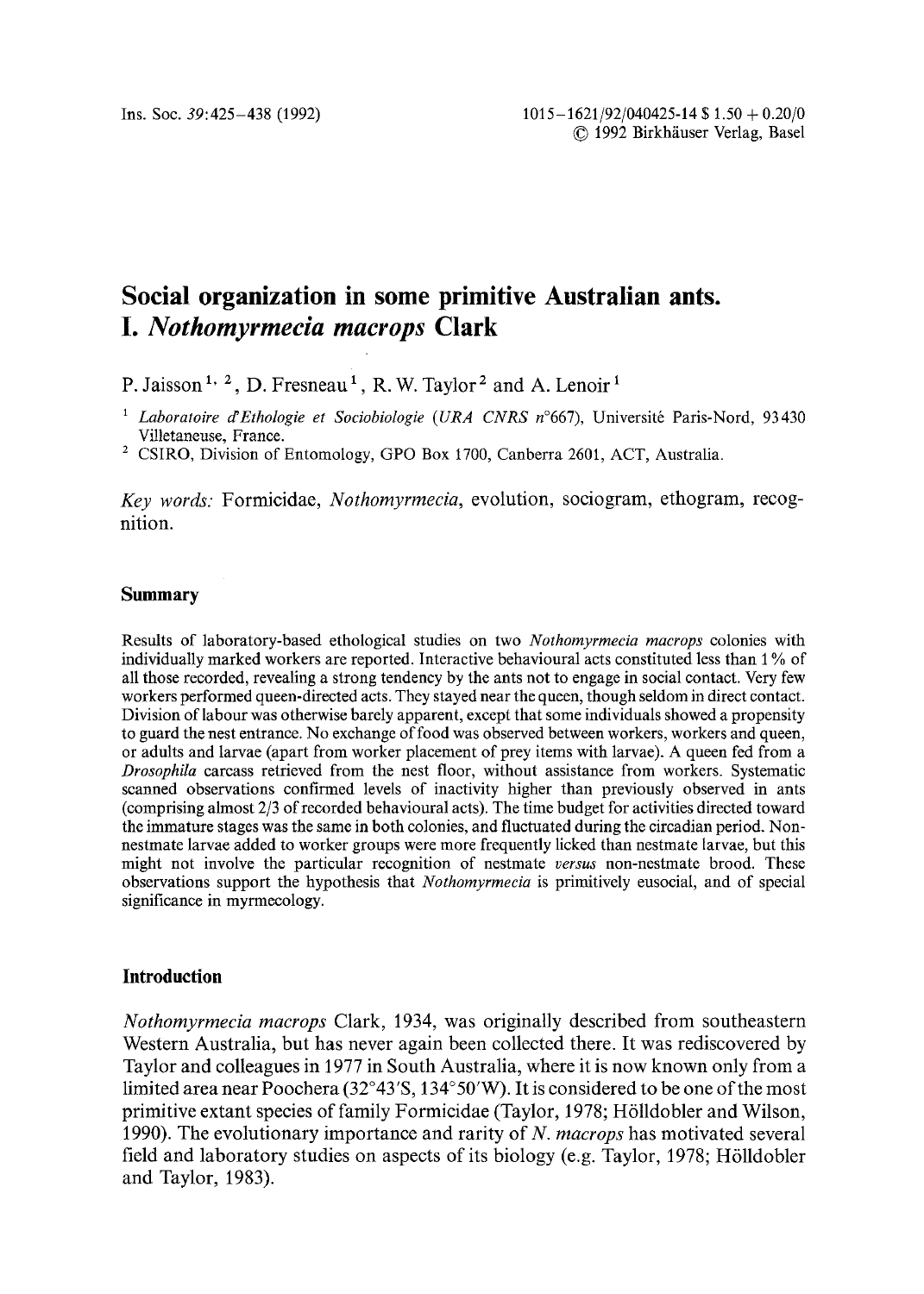Ins. Soc. *39*:425–438 (1992)

1015–1621/92/040425-14 $ 1.50 + 0.20/0
© 1992 Birkhäuser Verlag, Basel

# Social organization in some primitive Australian ants. I. *Nothomyrmecia macrops* Clark

P. Jaisson[1, 2], D. Fresneau[1], R. W. Taylor[2] and A. Lenoir[1]

[1] *Laboratoire d'Ethologie et Sociobiologie (URA CNRS n°667)*, Université Paris-Nord, 93430 Villetaneuse, France.

[2] CSIRO, Division of Entomology, GPO Box 1700, Canberra 2601, ACT, Australia.

*Key words:* Formicidae, *Nothomyrmecia*, evolution, sociogram, ethogram, recognition.

## Summary

Results of laboratory-based ethological studies on two *Nothomyrmecia macrops* colonies with individually marked workers are reported. Interactive behavioural acts constituted less than 1% of all those recorded, revealing a strong tendency by the ants not to engage in social contact. Very few workers performed queen-directed acts. They stayed near the queen, though seldom in direct contact. Division of labour was otherwise barely apparent, except that some individuals showed a propensity to guard the nest entrance. No exchange of food was observed between workers, workers and queen, or adults and larvae (apart from worker placement of prey items with larvae). A queen fed from a *Drosophila* carcass retrieved from the nest floor, without assistance from workers. Systematic scanned observations confirmed levels of inactivity higher than previously observed in ants (comprising almost 2/3 of recorded behavioural acts). The time budget for activities directed toward the immature stages was the same in both colonies, and fluctuated during the circadian period. Non-nestmate larvae added to worker groups were more frequently licked than nestmate larvae, but this might not involve the particular recognition of nestmate *versus* non-nestmate brood. These observations support the hypothesis that *Nothomyrmecia* is primitively eusocial, and of special significance in myrmecology.

## Introduction

*Nothomyrmecia macrops* Clark, 1934, was originally described from southeastern Western Australia, but has never again been collected there. It was rediscovered by Taylor and colleagues in 1977 in South Australia, where it is now known only from a limited area near Poochera (32°43′S, 134°50′W). It is considered to be one of the most primitive extant species of family Formicidae (Taylor, 1978; Hölldobler and Wilson, 1990). The evolutionary importance and rarity of *N. macrops* has motivated several field and laboratory studies on aspects of its biology (e.g. Taylor, 1978; Hölldobler and Taylor, 1983).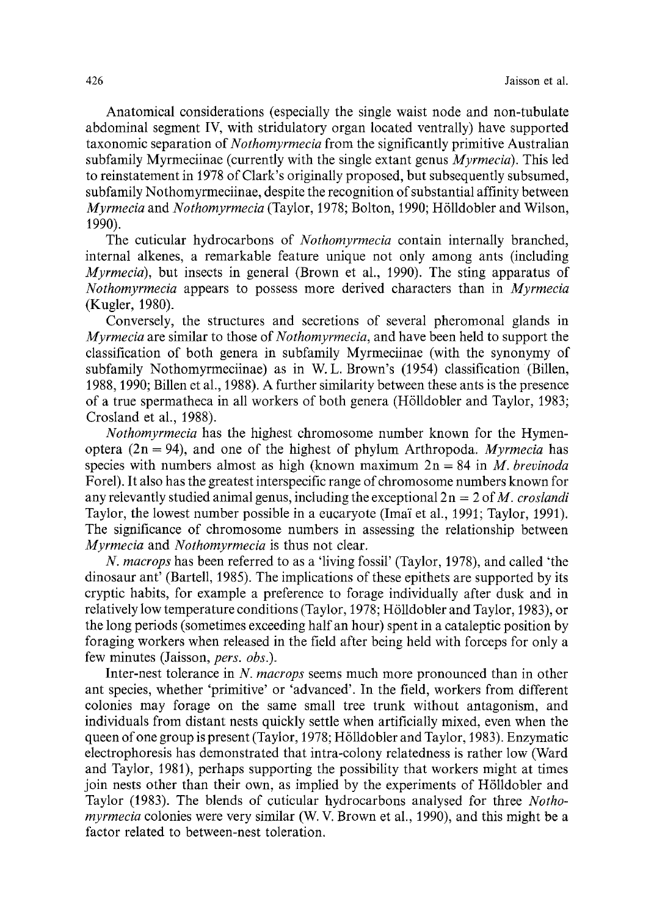Anatomical considerations (especially the single waist node and non-tubulate abdominal segment IV, with stridulatory organ located ventrally) have supported taxonomic separation of *Nothomyrmecia* from the significantly primitive Australian subfamily Myrmeciinae (currently with the single extant genus *Myrmecia*). This led to reinstatement in 1978 of Clark's originally proposed, but subsequently subsumed, subfamily Nothomyrmeciinae, despite the recognition of substantial affinity between *Myrmecia* and *Nothomyrmecia* (Taylor, 1978; Bolton, 1990; Hölldobler and Wilson, 1990).

The cuticular hydrocarbons of *Nothomyrmecia* contain internally branched, internal alkenes, a remarkable feature unique not only among ants (including *Myrmecia*), but insects in general (Brown et al., 1990). The sting apparatus of *Nothomyrmecia* appears to possess more derived characters than in *Myrmecia* (Kugler, 1980).

Conversely, the structures and secretions of several pheromonal glands in *Myrmecia* are similar to those of *Nothomyrmecia*, and have been held to support the classification of both genera in subfamily Myrmeciinae (with the synonymy of subfamily Nothomyrmeciinae) as in W. L. Brown's (1954) classification (Billen, 1988, 1990; Billen et al., 1988). A further similarity between these ants is the presence of a true spermatheca in all workers of both genera (Hölldobler and Taylor, 1983; Crosland et al., 1988).

*Nothomyrmecia* has the highest chromosome number known for the Hymenoptera ($2n = 94$), and one of the highest of phylum Arthropoda. *Myrmecia* has species with numbers almost as high (known maximum $2n = 84$ in *M. brevinoda* Forel). It also has the greatest interspecific range of chromosome numbers known for any relevantly studied animal genus, including the exceptional $2n = 2$ of *M. croslandi* Taylor, the lowest number possible in a eucaryote (Imaï et al., 1991; Taylor, 1991). The significance of chromosome numbers in assessing the relationship between *Myrmecia* and *Nothomyrmecia* is thus not clear.

*N. macrops* has been referred to as a 'living fossil' (Taylor, 1978), and called 'the dinosaur ant' (Bartell, 1985). The implications of these epithets are supported by its cryptic habits, for example a preference to forage individually after dusk and in relatively low temperature conditions (Taylor, 1978; Hölldobler and Taylor, 1983), or the long periods (sometimes exceeding half an hour) spent in a cataleptic position by foraging workers when released in the field after being held with forceps for only a few minutes (Jaisson, *pers. obs.*).

Inter-nest tolerance in *N. macrops* seems much more pronounced than in other ant species, whether 'primitive' or 'advanced'. In the field, workers from different colonies may forage on the same small tree trunk without antagonism, and individuals from distant nests quickly settle when artificially mixed, even when the queen of one group is present (Taylor, 1978; Hölldobler and Taylor, 1983). Enzymatic electrophoresis has demonstrated that intra-colony relatedness is rather low (Ward and Taylor, 1981), perhaps supporting the possibility that workers might at times join nests other than their own, as implied by the experiments of Hölldobler and Taylor (1983). The blends of cuticular hydrocarbons analysed for three *Nothomyrmecia* colonies were very similar (W. V. Brown et al., 1990), and this might be a factor related to between-nest toleration.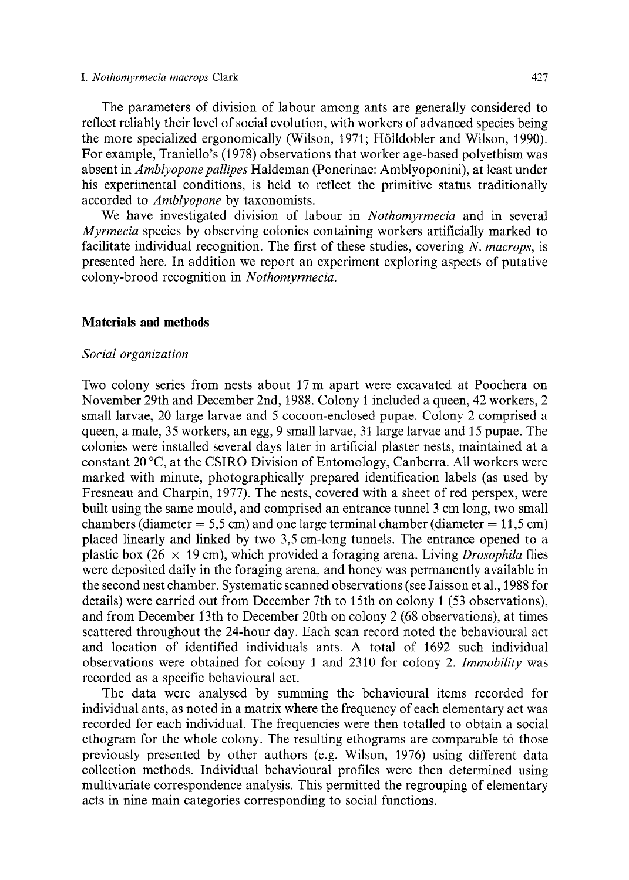The parameters of division of labour among ants are generally considered to reflect reliably their level of social evolution, with workers of advanced species being the more specialized ergonomically (Wilson, 1971; Hölldobler and Wilson, 1990). For example, Traniello's (1978) observations that worker age-based polyethism was absent in *Amblyopone pallipes* Haldeman (Ponerinae: Amblyoponini), at least under his experimental conditions, is held to reflect the primitive status traditionally accorded to *Amblyopone* by taxonomists.

We have investigated division of labour in *Nothomyrmecia* and in several *Myrmecia* species by observing colonies containing workers artificially marked to facilitate individual recognition. The first of these studies, covering *N. macrops*, is presented here. In addition we report an experiment exploring aspects of putative colony-brood recognition in *Nothomyrmecia*.

## Materials and methods

### *Social organization*

Two colony series from nests about 17 m apart were excavated at Poochera on November 29th and December 2nd, 1988. Colony 1 included a queen, 42 workers, 2 small larvae, 20 large larvae and 5 cocoon-enclosed pupae. Colony 2 comprised a queen, a male, 35 workers, an egg, 9 small larvae, 31 large larvae and 15 pupae. The colonies were installed several days later in artificial plaster nests, maintained at a constant 20 °C, at the CSIRO Division of Entomology, Canberra. All workers were marked with minute, photographically prepared identification labels (as used by Fresneau and Charpin, 1977). The nests, covered with a sheet of red perspex, were built using the same mould, and comprised an entrance tunnel 3 cm long, two small chambers (diameter = 5,5 cm) and one large terminal chamber (diameter = 11,5 cm) placed linearly and linked by two 3,5 cm-long tunnels. The entrance opened to a plastic box (26 × 19 cm), which provided a foraging arena. Living *Drosophila* flies were deposited daily in the foraging arena, and honey was permanently available in the second nest chamber. Systematic scanned observations (see Jaisson et al., 1988 for details) were carried out from December 7th to 15th on colony 1 (53 observations), and from December 13th to December 20th on colony 2 (68 observations), at times scattered throughout the 24-hour day. Each scan record noted the behavioural act and location of identified individuals ants. A total of 1692 such individual observations were obtained for colony 1 and 2310 for colony 2. *Immobility* was recorded as a specific behavioural act.

The data were analysed by summing the behavioural items recorded for individual ants, as noted in a matrix where the frequency of each elementary act was recorded for each individual. The frequencies were then totalled to obtain a social ethogram for the whole colony. The resulting ethograms are comparable to those previously presented by other authors (e.g. Wilson, 1976) using different data collection methods. Individual behavioural profiles were then determined using multivariate correspondence analysis. This permitted the regrouping of elementary acts in nine main categories corresponding to social functions.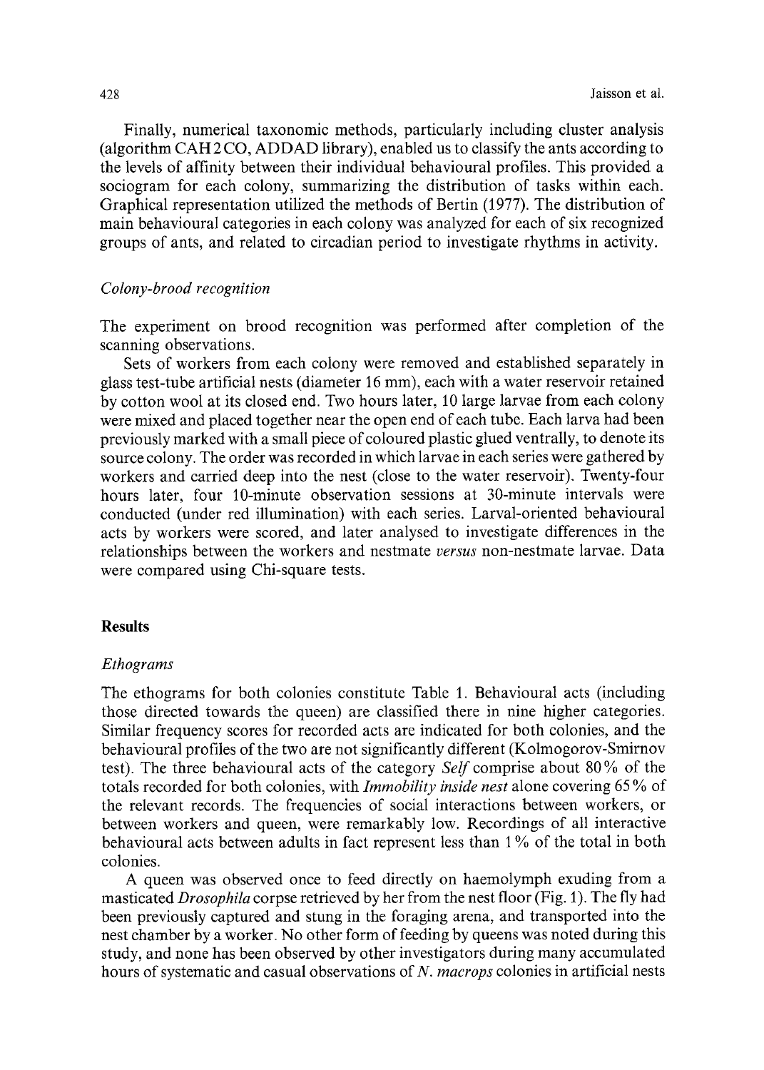Finally, numerical taxonomic methods, particularly including cluster analysis (algorithm CAH2CO, ADDAD library), enabled us to classify the ants according to the levels of affinity between their individual behavioural profiles. This provided a sociogram for each colony, summarizing the distribution of tasks within each. Graphical representation utilized the methods of Bertin (1977). The distribution of main behavioural categories in each colony was analyzed for each of six recognized groups of ants, and related to circadian period to investigate rhythms in activity.

### *Colony-brood recognition*

The experiment on brood recognition was performed after completion of the scanning observations.

Sets of workers from each colony were removed and established separately in glass test-tube artificial nests (diameter 16 mm), each with a water reservoir retained by cotton wool at its closed end. Two hours later, 10 large larvae from each colony were mixed and placed together near the open end of each tube. Each larva had been previously marked with a small piece of coloured plastic glued ventrally, to denote its source colony. The order was recorded in which larvae in each series were gathered by workers and carried deep into the nest (close to the water reservoir). Twenty-four hours later, four 10-minute observation sessions at 30-minute intervals were conducted (under red illumination) with each series. Larval-oriented behavioural acts by workers were scored, and later analysed to investigate differences in the relationships between the workers and nestmate *versus* non-nestmate larvae. Data were compared using Chi-square tests.

## Results

### *Ethograms*

The ethograms for both colonies constitute Table 1. Behavioural acts (including those directed towards the queen) are classified there in nine higher categories. Similar frequency scores for recorded acts are indicated for both colonies, and the behavioural profiles of the two are not significantly different (Kolmogorov-Smirnov test). The three behavioural acts of the category *Self* comprise about 80% of the totals recorded for both colonies, with *Immobility inside nest* alone covering 65% of the relevant records. The frequencies of social interactions between workers, or between workers and queen, were remarkably low. Recordings of all interactive behavioural acts between adults in fact represent less than 1% of the total in both colonies.

A queen was observed once to feed directly on haemolymph exuding from a masticated *Drosophila* corpse retrieved by her from the nest floor (Fig. 1). The fly had been previously captured and stung in the foraging arena, and transported into the nest chamber by a worker. No other form of feeding by queens was noted during this study, and none has been observed by other investigators during many accumulated hours of systematic and casual observations of *N. macrops* colonies in artificial nests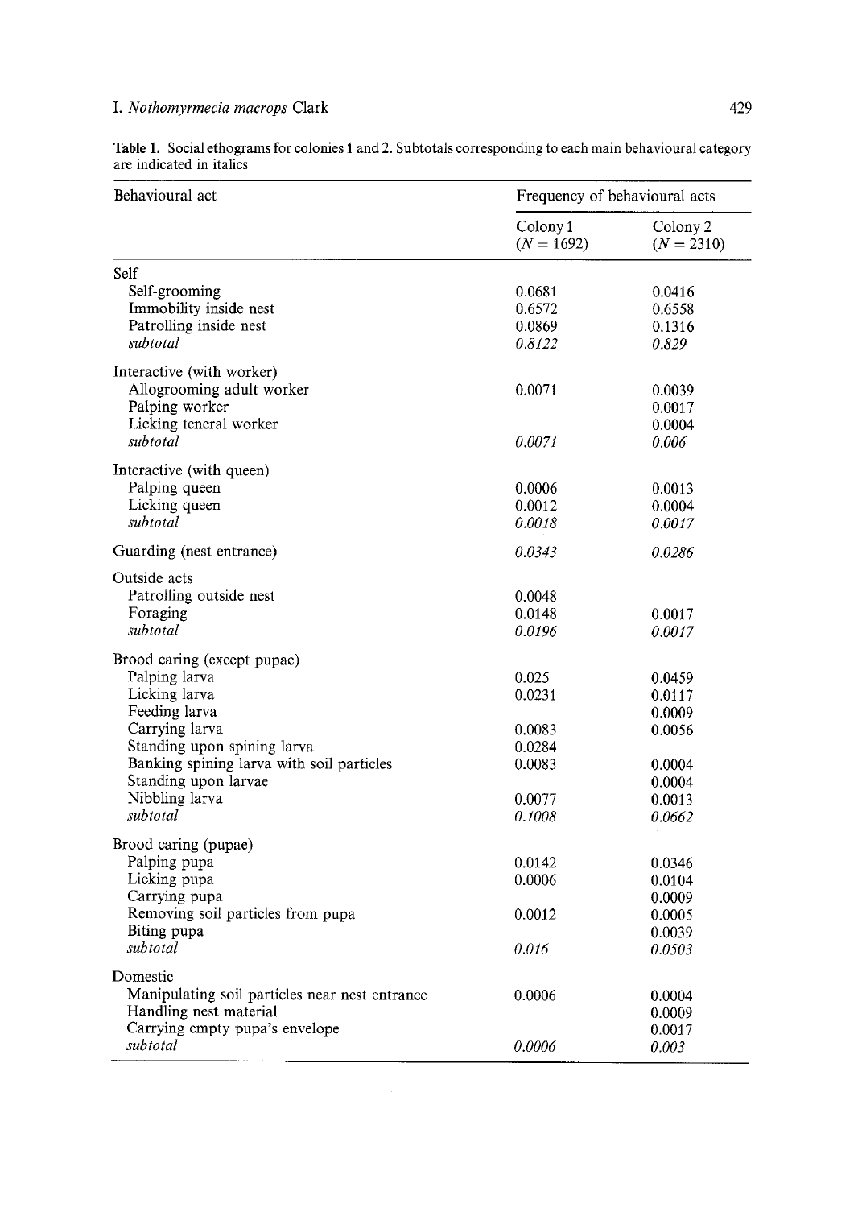**Table 1.** Social ethograms for colonies 1 and 2. Subtotals corresponding to each main behavioural category are indicated in italics

| Behavioural act | Frequency of behavioural acts | |
|---|---|---|
| | Colony 1 ($N = 1692$) | Colony 2 ($N = 2310$) |
| Self | | |
| Self-grooming | 0.0681 | 0.0416 |
| Immobility inside nest | 0.6572 | 0.6558 |
| Patrolling inside nest | 0.0869 | 0.1316 |
| *subtotal* | *0.8122* | *0.829* |
| Interactive (with worker) | | |
| Allogrooming adult worker | 0.0071 | 0.0039 |
| Palping worker | | 0.0017 |
| Licking teneral worker | | 0.0004 |
| *subtotal* | *0.0071* | *0.006* |
| Interactive (with queen) | | |
| Palping queen | 0.0006 | 0.0013 |
| Licking queen | 0.0012 | 0.0004 |
| *subtotal* | *0.0018* | *0.0017* |
| Guarding (nest entrance) | *0.0343* | *0.0286* |
| Outside acts | | |
| Patrolling outside nest | 0.0048 | |
| Foraging | 0.0148 | 0.0017 |
| *subtotal* | *0.0196* | *0.0017* |
| Brood caring (except pupae) | | |
| Palping larva | 0.025 | 0.0459 |
| Licking larva | 0.0231 | 0.0117 |
| Feeding larva | | 0.0009 |
| Carrying larva | 0.0083 | 0.0056 |
| Standing upon spining larva | 0.0284 | |
| Banking spining larva with soil particles | 0.0083 | 0.0004 |
| Standing upon larvae | | 0.0004 |
| Nibbling larva | 0.0077 | 0.0013 |
| *subtotal* | *0.1008* | *0.0662* |
| Brood caring (pupae) | | |
| Palping pupa | 0.0142 | 0.0346 |
| Licking pupa | 0.0006 | 0.0104 |
| Carrying pupa | | 0.0009 |
| Removing soil particles from pupa | 0.0012 | 0.0005 |
| Biting pupa | | 0.0039 |
| *subtotal* | *0.016* | *0.0503* |
| Domestic | | |
| Manipulating soil particles near nest entrance | 0.0006 | 0.0004 |
| Handling nest material | | 0.0009 |
| Carrying empty pupa's envelope | | 0.0017 |
| *subtotal* | *0.0006* | *0.003* |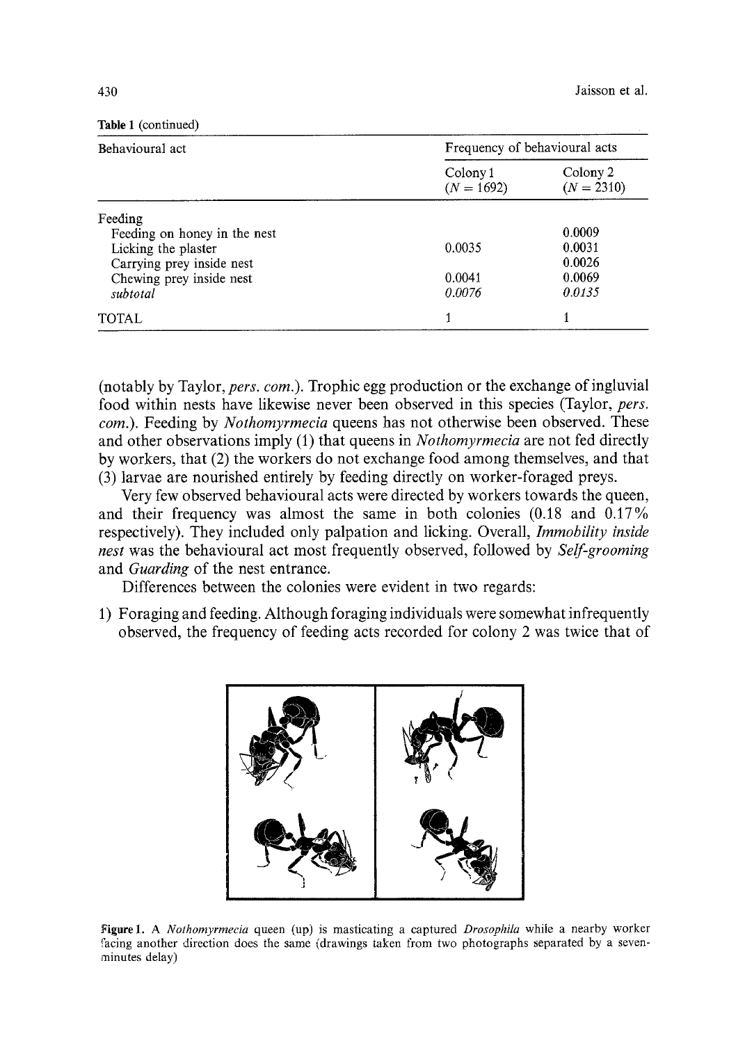**Table 1** (continued)

| Behavioural act | Frequency of behavioural acts | |
|---|---|---|
| | Colony 1 ($N = 1692$) | Colony 2 ($N = 2310$) |
| Feeding | | |
| Feeding on honey in the nest | | 0.0009 |
| Licking the plaster | 0.0035 | 0.0031 |
| Carrying prey inside nest | | 0.0026 |
| Chewing prey inside nest | 0.0041 | 0.0069 |
| *subtotal* | *0.0076* | *0.0135* |
| TOTAL | 1 | 1 |

(notably by Taylor, *pers. com.*). Trophic egg production or the exchange of ingluvial food within nests have likewise never been observed in this species (Taylor, *pers. com.*). Feeding by *Nothomyrmecia* queens has not otherwise been observed. These and other observations imply (1) that queens in *Nothomyrmecia* are not fed directly by workers, that (2) the workers do not exchange food among themselves, and that (3) larvae are nourished entirely by feeding directly on worker-foraged preys.

Very few observed behavioural acts were directed by workers towards the queen, and their frequency was almost the same in both colonies (0.18 and 0.17% respectively). They included only palpation and licking. Overall, *Immobility inside nest* was the behavioural act most frequently observed, followed by *Self-grooming* and *Guarding* of the nest entrance.

Differences between the colonies were evident in two regards:

1) Foraging and feeding. Although foraging individuals were somewhat infrequently observed, the frequency of feeding acts recorded for colony 2 was twice that of

**Figure 1.** A *Nothomyrmecia* queen (up) is masticating a captured *Drosophila* while a nearby worker facing another direction does the same (drawings taken from two photographs separated by a seven-minutes delay)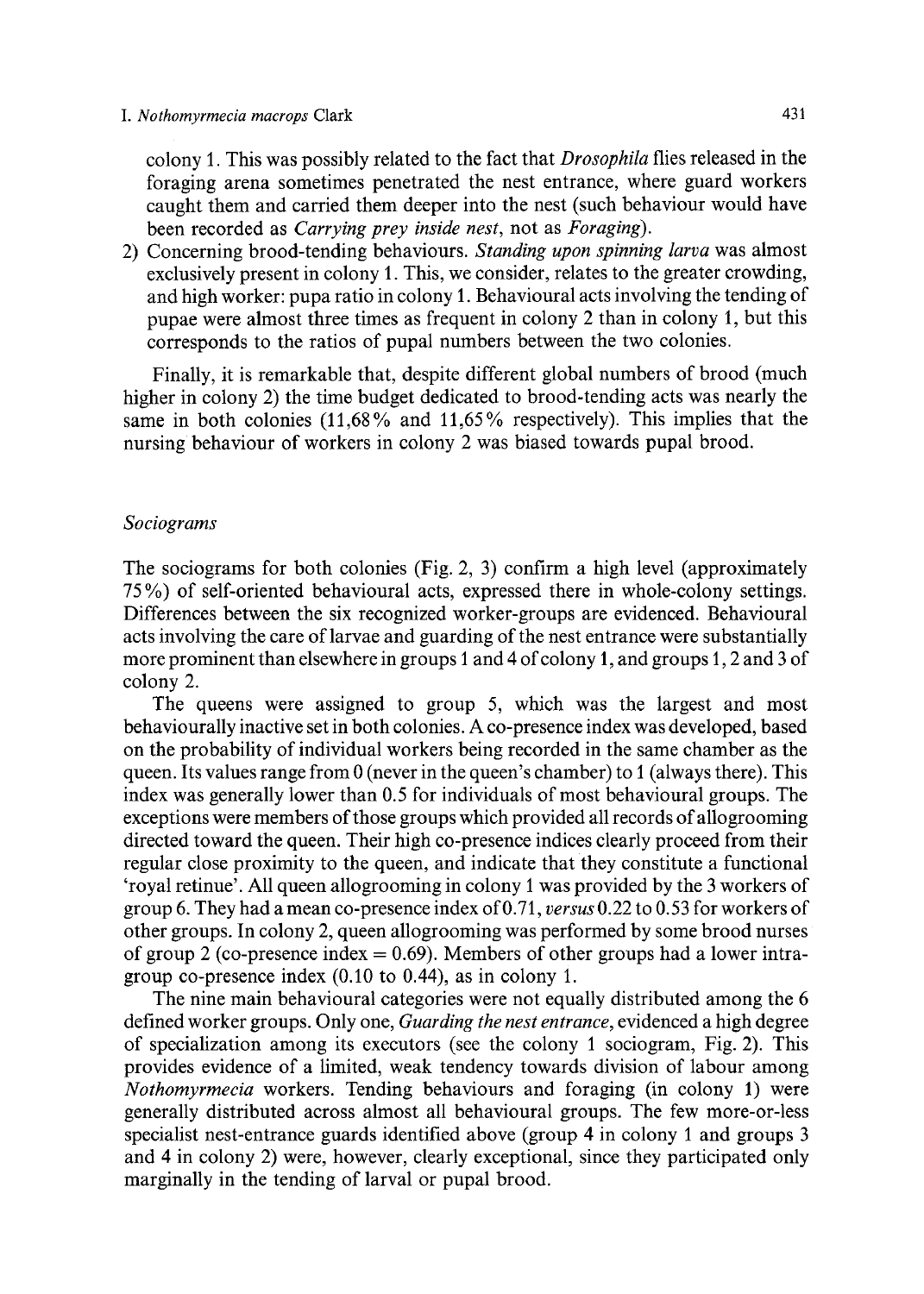colony 1. This was possibly related to the fact that *Drosophila* flies released in the foraging arena sometimes penetrated the nest entrance, where guard workers caught them and carried them deeper into the nest (such behaviour would have been recorded as *Carrying prey inside nest*, not as *Foraging*).

2) Concerning brood-tending behaviours. *Standing upon spinning larva* was almost exclusively present in colony 1. This, we consider, relates to the greater crowding, and high worker: pupa ratio in colony 1. Behavioural acts involving the tending of pupae were almost three times as frequent in colony 2 than in colony 1, but this corresponds to the ratios of pupal numbers between the two colonies.

Finally, it is remarkable that, despite different global numbers of brood (much higher in colony 2) the time budget dedicated to brood-tending acts was nearly the same in both colonies (11,68% and 11,65% respectively). This implies that the nursing behaviour of workers in colony 2 was biased towards pupal brood.

### *Sociograms*

The sociograms for both colonies (Fig. 2, 3) confirm a high level (approximately 75%) of self-oriented behavioural acts, expressed there in whole-colony settings. Differences between the six recognized worker-groups are evidenced. Behavioural acts involving the care of larvae and guarding of the nest entrance were substantially more prominent than elsewhere in groups 1 and 4 of colony 1, and groups 1, 2 and 3 of colony 2.

The queens were assigned to group 5, which was the largest and most behaviourally inactive set in both colonies. A co-presence index was developed, based on the probability of individual workers being recorded in the same chamber as the queen. Its values range from 0 (never in the queen's chamber) to 1 (always there). This index was generally lower than 0.5 for individuals of most behavioural groups. The exceptions were members of those groups which provided all records of allogrooming directed toward the queen. Their high co-presence indices clearly proceed from their regular close proximity to the queen, and indicate that they constitute a functional 'royal retinue'. All queen allogrooming in colony 1 was provided by the 3 workers of group 6. They had a mean co-presence index of 0.71, *versus* 0.22 to 0.53 for workers of other groups. In colony 2, queen allogrooming was performed by some brood nurses of group 2 (co-presence index = 0.69). Members of other groups had a lower intra-group co-presence index (0.10 to 0.44), as in colony 1.

The nine main behavioural categories were not equally distributed among the 6 defined worker groups. Only one, *Guarding the nest entrance*, evidenced a high degree of specialization among its executors (see the colony 1 sociogram, Fig. 2). This provides evidence of a limited, weak tendency towards division of labour among *Nothomyrmecia* workers. Tending behaviours and foraging (in colony 1) were generally distributed across almost all behavioural groups. The few more-or-less specialist nest-entrance guards identified above (group 4 in colony 1 and groups 3 and 4 in colony 2) were, however, clearly exceptional, since they participated only marginally in the tending of larval or pupal brood.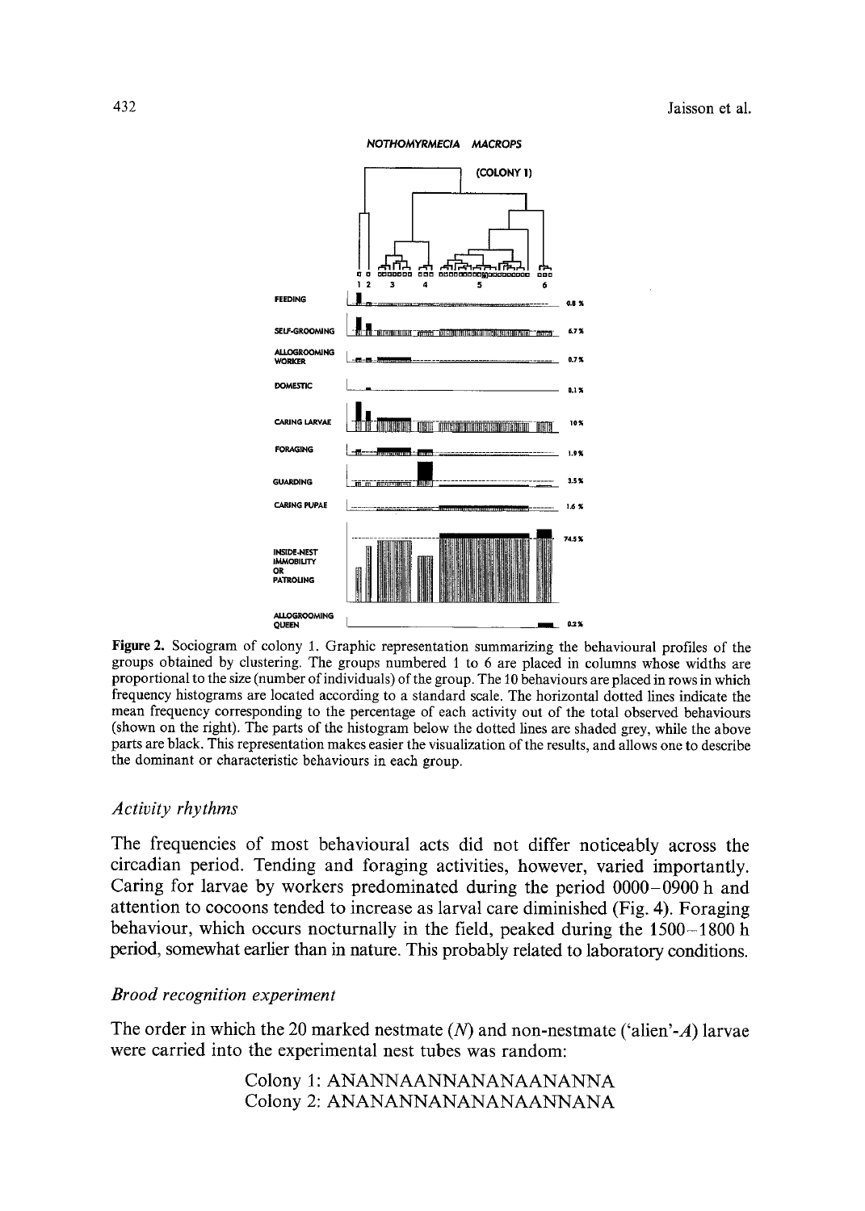Figure 2. Sociogram of colony 1. Graphic representation summarizing the behavioural profiles of the groups obtained by clustering. The groups numbered 1 to 6 are placed in columns whose widths are proportional to the size (number of individuals) of the group. The 10 behaviours are placed in rows in which frequency histograms are located according to a standard scale. The horizontal dotted lines indicate the mean frequency corresponding to the percentage of each activity out of the total observed behaviours (shown on the right). The parts of the histogram below the dotted lines are shaded grey, while the above parts are black. This representation makes easier the visualization of the results, and allows one to describe the dominant or characteristic behaviours in each group.

### *Activity rhythms*

The frequencies of most behavioural acts did not differ noticeably across the circadian period. Tending and foraging activities, however, varied importantly. Caring for larvae by workers predominated during the period 0000–0900 h and attention to cocoons tended to increase as larval care diminished (Fig. 4). Foraging behaviour, which occurs nocturnally in the field, peaked during the 1500–1800 h period, somewhat earlier than in nature. This probably related to laboratory conditions.

### *Brood recognition experiment*

The order in which the 20 marked nestmate (*N*) and non-nestmate ('alien'-*A*) larvae were carried into the experimental nest tubes was random:

Colony 1: ANANNAANNANANAANANNA
Colony 2: ANANANNANANANAANNANA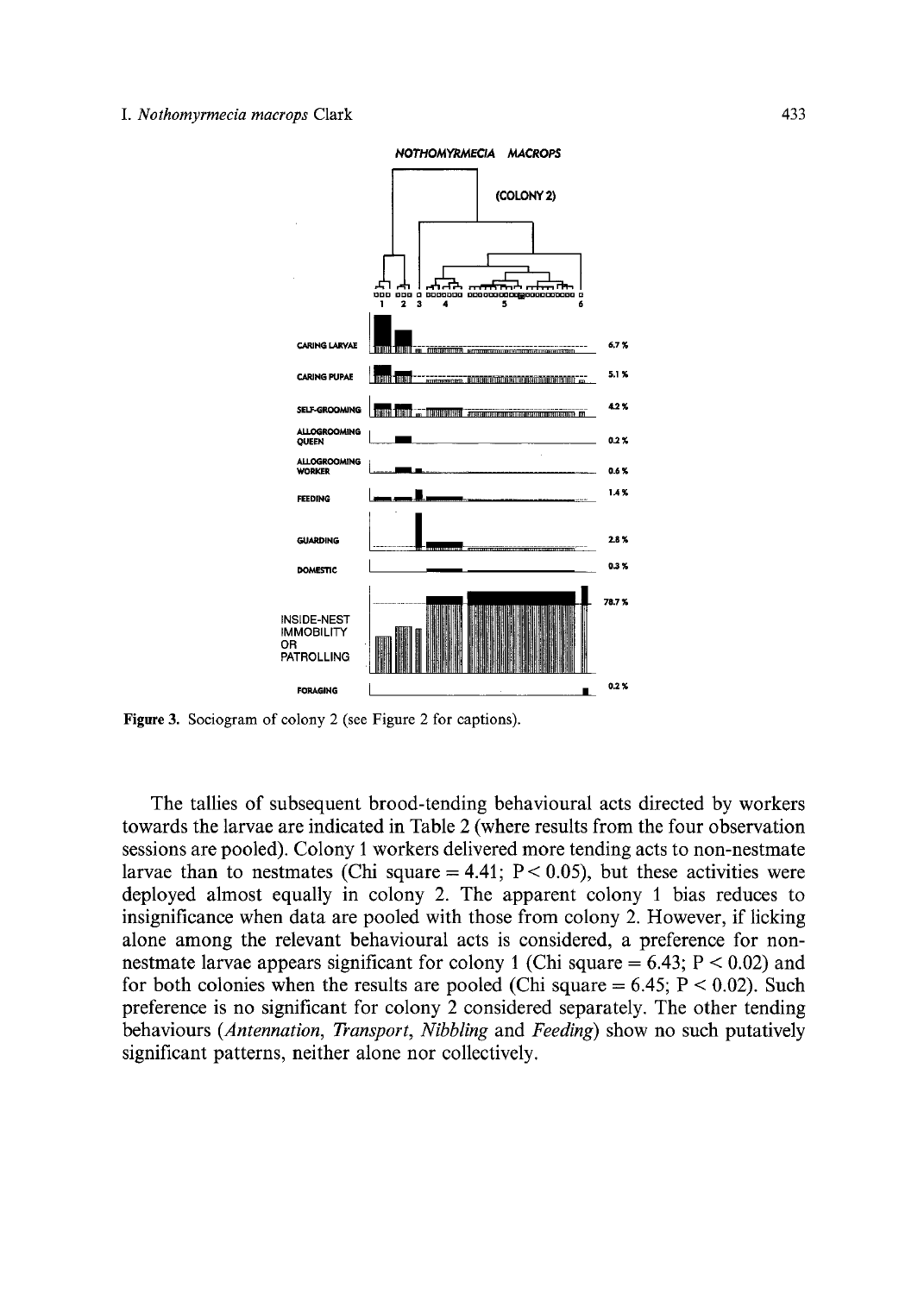Figure 3. Sociogram of colony 2 (see Figure 2 for captions).

The tallies of subsequent brood-tending behavioural acts directed by workers towards the larvae are indicated in Table 2 (where results from the four observation sessions are pooled). Colony 1 workers delivered more tending acts to non-nestmate larvae than to nestmates (Chi square = 4.41; $P < 0.05$), but these activities were deployed almost equally in colony 2. The apparent colony 1 bias reduces to insignificance when data are pooled with those from colony 2. However, if licking alone among the relevant behavioural acts is considered, a preference for non-nestmate larvae appears significant for colony 1 (Chi square = 6.43; $P < 0.02$) and for both colonies when the results are pooled (Chi square = 6.45; $P < 0.02$). Such preference is no significant for colony 2 considered separately. The other tending behaviours (*Antennation*, *Transport*, *Nibbling* and *Feeding*) show no such putatively significant patterns, neither alone nor collectively.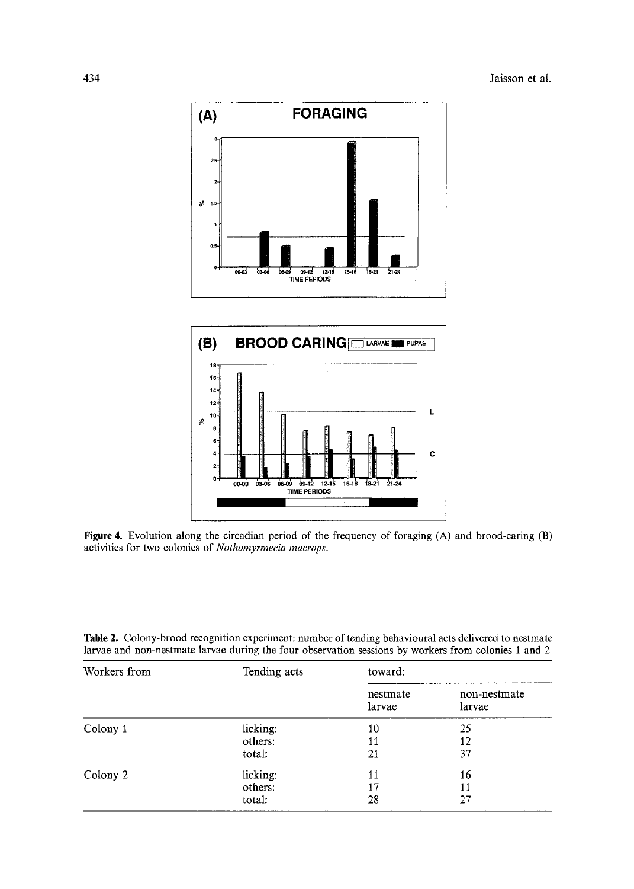**Figure 4.** Evolution along the circadian period of the frequency of foraging (A) and brood-caring (B) activities for two colonies of *Nothomyrmecia macrops*.

**Table 2.** Colony-brood recognition experiment: number of tending behavioural acts delivered to nestmate larvae and non-nestmate larvae during the four observation sessions by workers from colonies 1 and 2

| Workers from | Tending acts | toward: | |
|---|---|---|---|
| | | nestmate larvae | non-nestmate larvae |
| Colony 1 | licking: | 10 | 25 |
| | others: | 11 | 12 |
| | total: | 21 | 37 |
| Colony 2 | licking: | 11 | 16 |
| | others: | 17 | 11 |
| | total: | 28 | 27 |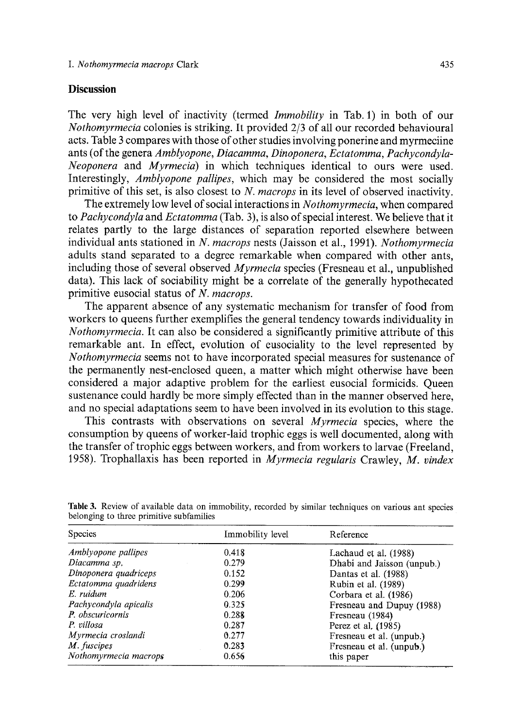## Discussion

The very high level of inactivity (termed *Immobility* in Tab. 1) in both of our *Nothomyrmecia* colonies is striking. It provided 2/3 of all our recorded behavioural acts. Table 3 compares with those of other studies involving ponerine and myrmeciine ants (of the genera *Amblyopone*, *Diacamma*, *Dinoponera*, *Ectatomma*, *Pachycondyla-Neoponera* and *Myrmecia*) in which techniques identical to ours were used. Interestingly, *Amblyopone pallipes*, which may be considered the most socially primitive of this set, is also closest to *N. macrops* in its level of observed inactivity.

The extremely low level of social interactions in *Nothomyrmecia*, when compared to *Pachycondyla* and *Ectatomma* (Tab. 3), is also of special interest. We believe that it relates partly to the large distances of separation reported elsewhere between individual ants stationed in *N. macrops* nests (Jaisson et al., 1991). *Nothomyrmecia* adults stand separated to a degree remarkable when compared with other ants, including those of several observed *Myrmecia* species (Fresneau et al., unpublished data). This lack of sociability might be a correlate of the generally hypothecated primitive eusocial status of *N. macrops*.

The apparent absence of any systematic mechanism for transfer of food from workers to queens further exemplifies the general tendency towards individuality in *Nothomyrmecia*. It can also be considered a significantly primitive attribute of this remarkable ant. In effect, evolution of eusociality to the level represented by *Nothomyrmecia* seems not to have incorporated special measures for sustenance of the permanently nest-enclosed queen, a matter which might otherwise have been considered a major adaptive problem for the earliest eusocial formicids. Queen sustenance could hardly be more simply effected than in the manner observed here, and no special adaptations seem to have been involved in its evolution to this stage.

This contrasts with observations on several *Myrmecia* species, where the consumption by queens of worker-laid trophic eggs is well documented, along with the transfer of trophic eggs between workers, and from workers to larvae (Freeland, 1958). Trophallaxis has been reported in *Myrmecia regularis* Crawley, *M. vindex*

**Table 3.** Review of available data on immobility, recorded by similar techniques on various ant species belonging to three primitive subfamilies

| Species | Immobility level | Reference |
|---|---|---|
| *Amblyopone pallipes* | 0.418 | Lachaud et al. (1988) |
| *Diacamma sp.* | 0.279 | Dhabi and Jaisson (unpub.) |
| *Dinoponera quadriceps* | 0.152 | Dantas et al. (1988) |
| *Ectatomma quadridens* | 0.299 | Rubin et al. (1989) |
| *E. ruidum* | 0.206 | Corbara et al. (1986) |
| *Pachycondyla apicalis* | 0.325 | Fresneau and Dupuy (1988) |
| *P. obscuricornis* | 0.288 | Fresneau (1984) |
| *P. villosa* | 0.287 | Perez et al. (1985) |
| *Myrmecia croslandi* | 0.277 | Fresneau et al. (unpub.) |
| *M. fuscipes* | 0.283 | Fresneau et al. (unpub.) |
| *Nothomyrmecia macrops* | 0.656 | this paper |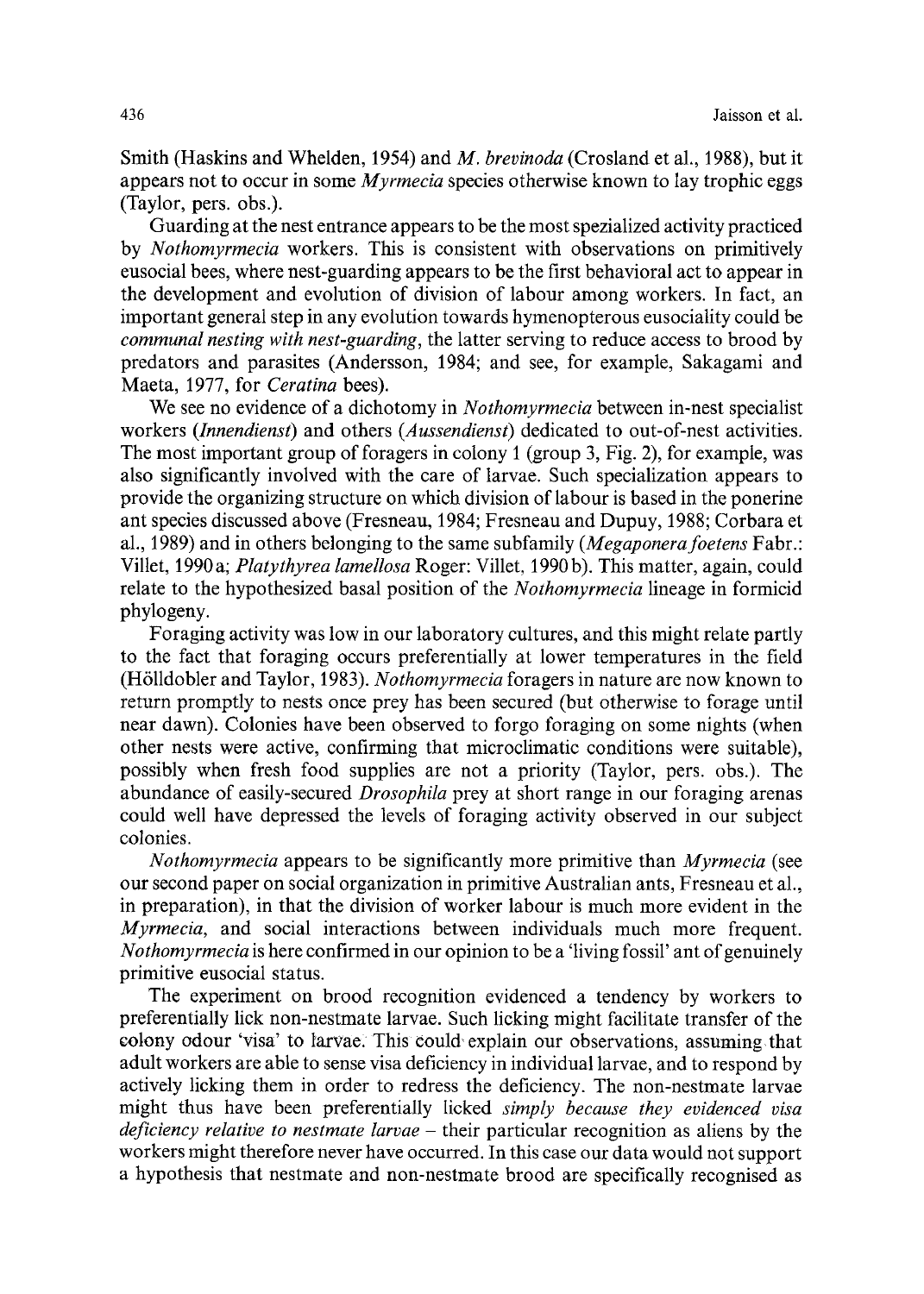Smith (Haskins and Whelden, 1954) and *M. brevinoda* (Crosland et al., 1988), but it appears not to occur in some *Myrmecia* species otherwise known to lay trophic eggs (Taylor, pers. obs.).

Guarding at the nest entrance appears to be the most spezialized activity practiced by *Nothomyrmecia* workers. This is consistent with observations on primitively eusocial bees, where nest-guarding appears to be the first behavioral act to appear in the development and evolution of division of labour among workers. In fact, an important general step in any evolution towards hymenopterous eusociality could be *communal nesting with nest-guarding*, the latter serving to reduce access to brood by predators and parasites (Andersson, 1984; and see, for example, Sakagami and Maeta, 1977, for *Ceratina* bees).

We see no evidence of a dichotomy in *Nothomyrmecia* between in-nest specialist workers (*Innendienst*) and others (*Aussendienst*) dedicated to out-of-nest activities. The most important group of foragers in colony 1 (group 3, Fig. 2), for example, was also significantly involved with the care of larvae. Such specialization appears to provide the organizing structure on which division of labour is based in the ponerine ant species discussed above (Fresneau, 1984; Fresneau and Dupuy, 1988; Corbara et al., 1989) and in others belonging to the same subfamily (*Megaponera foetens* Fabr.: Villet, 1990a; *Platythyrea lamellosa* Roger: Villet, 1990b). This matter, again, could relate to the hypothesized basal position of the *Nothomyrmecia* lineage in formicid phylogeny.

Foraging activity was low in our laboratory cultures, and this might relate partly to the fact that foraging occurs preferentially at lower temperatures in the field (Hölldobler and Taylor, 1983). *Nothomyrmecia* foragers in nature are now known to return promptly to nests once prey has been secured (but otherwise to forage until near dawn). Colonies have been observed to forgo foraging on some nights (when other nests were active, confirming that microclimatic conditions were suitable), possibly when fresh food supplies are not a priority (Taylor, pers. obs.). The abundance of easily-secured *Drosophila* prey at short range in our foraging arenas could well have depressed the levels of foraging activity observed in our subject colonies.

*Nothomyrmecia* appears to be significantly more primitive than *Myrmecia* (see our second paper on social organization in primitive Australian ants, Fresneau et al., in preparation), in that the division of worker labour is much more evident in the *Myrmecia*, and social interactions between individuals much more frequent. *Nothomyrmecia* is here confirmed in our opinion to be a 'living fossil' ant of genuinely primitive eusocial status.

The experiment on brood recognition evidenced a tendency by workers to preferentially lick non-nestmate larvae. Such licking might facilitate transfer of the colony odour 'visa' to larvae. This could explain our observations, assuming that adult workers are able to sense visa deficiency in individual larvae, and to respond by actively licking them in order to redress the deficiency. The non-nestmate larvae might thus have been preferentially licked *simply because they evidenced visa deficiency relative to nestmate larvae* – their particular recognition as aliens by the workers might therefore never have occurred. In this case our data would not support a hypothesis that nestmate and non-nestmate brood are specifically recognised as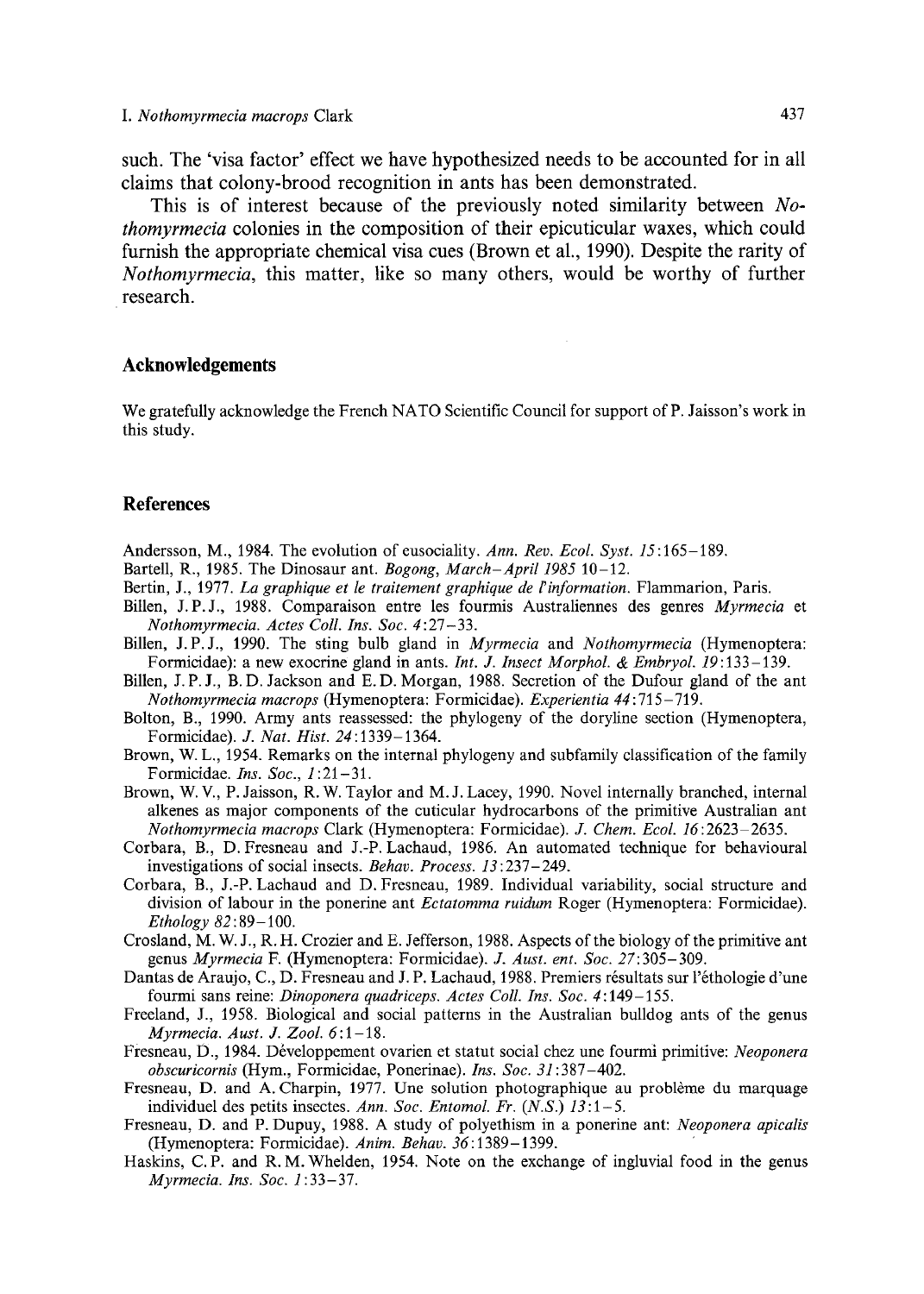such. The 'visa factor' effect we have hypothesized needs to be accounted for in all claims that colony-brood recognition in ants has been demonstrated.

This is of interest because of the previously noted similarity between *Nothomyrmecia* colonies in the composition of their epicuticular waxes, which could furnish the appropriate chemical visa cues (Brown et al., 1990). Despite the rarity of *Nothomyrmecia*, this matter, like so many others, would be worthy of further research.

## Acknowledgements

We gratefully acknowledge the French NATO Scientific Council for support of P. Jaisson's work in this study.

## References

Andersson, M., 1984. The evolution of eusociality. *Ann. Rev. Ecol. Syst. 15*:165–189.

Bartell, R., 1985. The Dinosaur ant. *Bogong, March–April 1985* 10–12.

Bertin, J., 1977. *La graphique et le traitement graphique de l'information*. Flammarion, Paris.

Billen, J. P. J., 1988. Comparaison entre les fourmis Australiennes des genres *Myrmecia* et *Nothomyrmecia. Actes Coll. Ins. Soc. 4*:27–33.

Billen, J. P. J., 1990. The sting bulb gland in *Myrmecia* and *Nothomyrmecia* (Hymenoptera: Formicidae): a new exocrine gland in ants. *Int. J. Insect Morphol. & Embryol. 19*:133–139.

Billen, J. P. J., B. D. Jackson and E. D. Morgan, 1988. Secretion of the Dufour gland of the ant *Nothomyrmecia macrops* (Hymenoptera: Formicidae). *Experientia 44*:715–719.

Bolton, B., 1990. Army ants reassessed: the phylogeny of the doryline section (Hymenoptera, Formicidae). *J. Nat. Hist. 24*:1339–1364.

Brown, W. L., 1954. Remarks on the internal phylogeny and subfamily classification of the family Formicidae. *Ins. Soc., 1*:21–31.

Brown, W. V., P. Jaisson, R. W. Taylor and M. J. Lacey, 1990. Novel internally branched, internal alkenes as major components of the cuticular hydrocarbons of the primitive Australian ant *Nothomyrmecia macrops* Clark (Hymenoptera: Formicidae). *J. Chem. Ecol. 16*:2623–2635.

Corbara, B., D. Fresneau and J.-P. Lachaud, 1986. An automated technique for behavioural investigations of social insects. *Behav. Process. 13*:237–249.

Corbara, B., J.-P. Lachaud and D. Fresneau, 1989. Individual variability, social structure and division of labour in the ponerine ant *Ectatomma ruidum* Roger (Hymenoptera: Formicidae). *Ethology 82*:89–100.

Crosland, M. W. J., R. H. Crozier and E. Jefferson, 1988. Aspects of the biology of the primitive ant genus *Myrmecia* F. (Hymenoptera: Formicidae). *J. Aust. ent. Soc. 27*:305–309.

Dantas de Araujo, C., D. Fresneau and J. P. Lachaud, 1988. Premiers résultats sur l'éthologie d'une fourmi sans reine: *Dinoponera quadriceps. Actes Coll. Ins. Soc. 4*:149–155.

Freeland, J., 1958. Biological and social patterns in the Australian bulldog ants of the genus *Myrmecia. Aust. J. Zool. 6*:1–18.

Fresneau, D., 1984. Développement ovarien et statut social chez une fourmi primitive: *Neoponera obscuricornis* (Hym., Formicidae, Ponerinae). *Ins. Soc. 31*:387–402.

Fresneau, D. and A. Charpin, 1977. Une solution photographique au problème du marquage individuel des petits insectes. *Ann. Soc. Entomol. Fr. (N.S.) 13*:1–5.

Fresneau, D. and P. Dupuy, 1988. A study of polyethism in a ponerine ant: *Neoponera apicalis* (Hymenoptera: Formicidae). *Anim. Behav. 36*:1389–1399.

Haskins, C. P. and R. M. Whelden, 1954. Note on the exchange of ingluvial food in the genus *Myrmecia. Ins. Soc. 1*:33–37.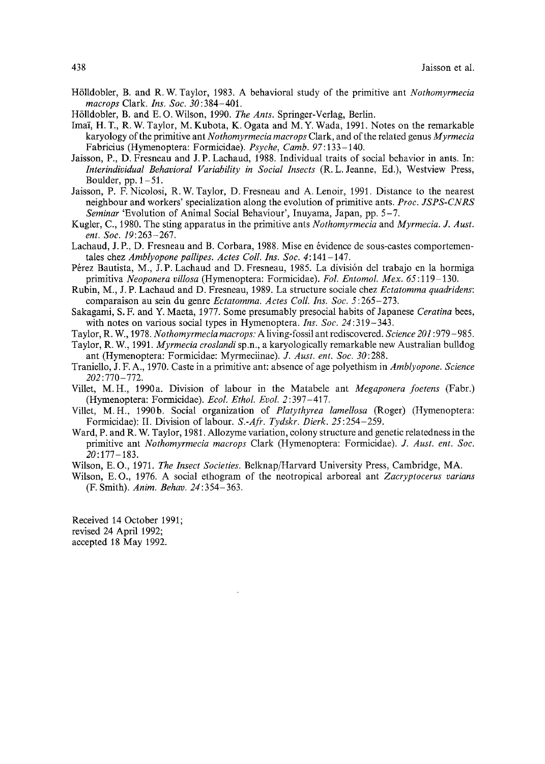Hölldobler, B. and R. W. Taylor, 1983. A behavioral study of the primitive ant *Nothomyrmecia macrops* Clark. *Ins. Soc. 30*:384–401.

Hölldobler, B. and E. O. Wilson, 1990. *The Ants*. Springer-Verlag, Berlin.

Imaï, H. T., R. W. Taylor, M. Kubota, K. Ogata and M. Y. Wada, 1991. Notes on the remarkable karyology of the primitive ant *Nothomyrmecia macrops* Clark, and of the related genus *Myrmecia* Fabricius (Hymenoptera: Formicidae). *Psyche, Camb. 97*:133–140.

Jaisson, P., D. Fresneau and J. P. Lachaud, 1988. Individual traits of social behavior in ants. In: *Interindividual Behavioral Variability in Social Insects* (R. L. Jeanne, Ed.), Westview Press, Boulder, pp. 1–51.

Jaisson, P. F. Nicolosi, R. W. Taylor, D. Fresneau and A. Lenoir, 1991. Distance to the nearest neighbour and workers' specialization along the evolution of primitive ants. *Proc. JSPS-CNRS Seminar* 'Evolution of Animal Social Behaviour', Inuyama, Japan, pp. 5–7.

Kugler, C., 1980. The sting apparatus in the primitive ants *Nothomyrmecia* and *Myrmecia*. *J. Aust. ent. Soc. 19*:263–267.

Lachaud, J. P., D. Fresneau and B. Corbara, 1988. Mise en évidence de sous-castes comportementales chez *Amblyopone pallipes*. *Actes Coll. Ins. Soc. 4*:141–147.

Pérez Bautista, M., J. P. Lachaud and D. Fresneau, 1985. La división del trabajo en la hormiga primitiva *Neoponera villosa* (Hymenoptera: Formicidae). *Fol. Entomol. Mex. 65*:119–130.

Rubin, M., J. P. Lachaud and D. Fresneau, 1989. La structure sociale chez *Ectatomma quadridens*: comparaison au sein du genre *Ectatomma*. *Actes Coll. Ins. Soc. 5*:265–273.

Sakagami, S. F. and Y. Maeta, 1977. Some presumably presocial habits of Japanese *Ceratina* bees, with notes on various social types in Hymenoptera. *Ins. Soc. 24*:319–343.

Taylor, R. W., 1978. *Nothomyrmecia macrops:* A living-fossil ant rediscovered. *Science 201*:979–985.

Taylor, R. W., 1991. *Myrmecia croslandi* sp.n., a karyologically remarkable new Australian bulldog ant (Hymenoptera: Formicidae: Myrmeciinae). *J. Aust. ent. Soc. 30*:288.

Traniello, J. F. A., 1970. Caste in a primitive ant: absence of age polyethism in *Amblyopone*. *Science 202*:770–772.

Villet, M. H., 1990a. Division of labour in the Matabele ant *Megaponera foetens* (Fabr.) (Hymenoptera: Formicidae). *Ecol. Ethol. Evol. 2*:397–417.

Villet, M. H., 1990b. Social organization of *Platythyrea lamellosa* (Roger) (Hymenoptera: Formicidae): II. Division of labour. *S.-Afr. Tydskr. Dierk. 25*:254–259.

Ward, P. and R. W. Taylor, 1981. Allozyme variation, colony structure and genetic relatedness in the primitive ant *Nothomyrmecia macrops* Clark (Hymenoptera: Formicidae). *J. Aust. ent. Soc. 20*:177–183.

Wilson, E. O., 1971. *The Insect Societies*. Belknap/Harvard University Press, Cambridge, MA.

Wilson, E. O., 1976. A social ethogram of the neotropical arboreal ant *Zacryptocerus varians* (F. Smith). *Anim. Behav. 24*:354–363.

Received 14 October 1991;
revised 24 April 1992;
accepted 18 May 1992.